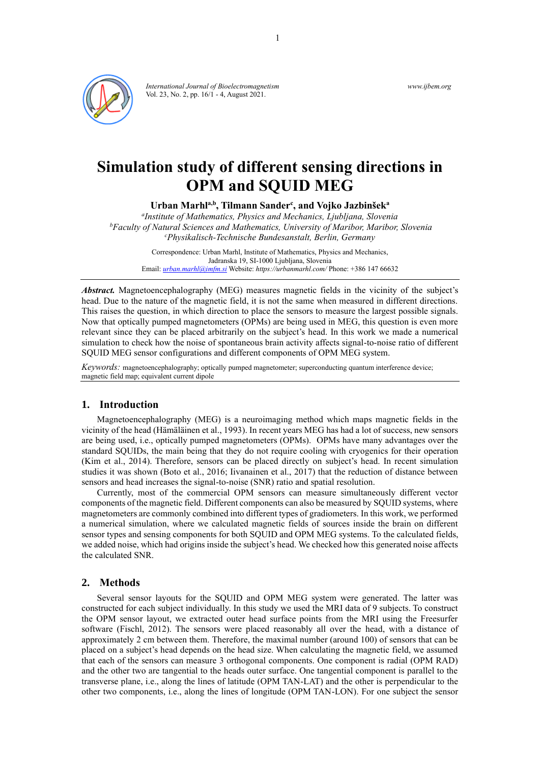# Simulation study of different sensing directions in OPM and SQUID MEG

**Urban Marhl[a,b], Tilmann Sander[c], and Vojko Jazbinšek[a]**

[a]*Institute of Mathematics, Physics and Mechanics, Ljubljana, Slovenia*
[b]*Faculty of Natural Sciences and Mathematics, University of Maribor, Maribor, Slovenia*
[c]*Physikalisch-Technische Bundesanstalt, Berlin, Germany*

Correspondence: Urban Marhl, Institute of Mathematics, Physics and Mechanics, Jadranska 19, SI-1000 Ljubljana, Slovenia
Email: urban.marhl@imfm.si Website: *https://urbanmarhl.com/* Phone: +386 147 66632

***Abstract.*** Magnetoencephalography (MEG) measures magnetic fields in the vicinity of the subject's head. Due to the nature of the magnetic field, it is not the same when measured in different directions. This raises the question, in which direction to place the sensors to measure the largest possible signals. Now that optically pumped magnetometers (OPMs) are being used in MEG, this question is even more relevant since they can be placed arbitrarily on the subject's head. In this work we made a numerical simulation to check how the noise of spontaneous brain activity affects signal-to-noise ratio of different SQUID MEG sensor configurations and different components of OPM MEG system.

*Keywords:* magnetoencephalography; optically pumped magnetometer; superconducting quantum interference device; magnetic field map; equivalent current dipole

## 1. Introduction

Magnetoencephalography (MEG) is a neuroimaging method which maps magnetic fields in the vicinity of the head (Hämäläinen et al., 1993). In recent years MEG has had a lot of success, new sensors are being used, i.e., optically pumped magnetometers (OPMs). OPMs have many advantages over the standard SQUIDs, the main being that they do not require cooling with cryogenics for their operation (Kim et al., 2014). Therefore, sensors can be placed directly on subject's head. In recent simulation studies it was shown (Boto et al., 2016; Iivanainen et al., 2017) that the reduction of distance between sensors and head increases the signal-to-noise (SNR) ratio and spatial resolution.

Currently, most of the commercial OPM sensors can measure simultaneously different vector components of the magnetic field. Different components can also be measured by SQUID systems, where magnetometers are commonly combined into different types of gradiometers. In this work, we performed a numerical simulation, where we calculated magnetic fields of sources inside the brain on different sensor types and sensing components for both SQUID and OPM MEG systems. To the calculated fields, we added noise, which had origins inside the subject's head. We checked how this generated noise affects the calculated SNR.

## 2. Methods

Several sensor layouts for the SQUID and OPM MEG system were generated. The latter was constructed for each subject individually. In this study we used the MRI data of 9 subjects. To construct the OPM sensor layout, we extracted outer head surface points from the MRI using the Freesurfer software (Fischl, 2012). The sensors were placed reasonably all over the head, with a distance of approximately 2 cm between them. Therefore, the maximal number (around 100) of sensors that can be placed on a subject's head depends on the head size. When calculating the magnetic field, we assumed that each of the sensors can measure 3 orthogonal components. One component is radial (OPM RAD) and the other two are tangential to the heads outer surface. One tangential component is parallel to the transverse plane, i.e., along the lines of latitude (OPM TAN-LAT) and the other is perpendicular to the other two components, i.e., along the lines of longitude (OPM TAN-LON). For one subject the sensor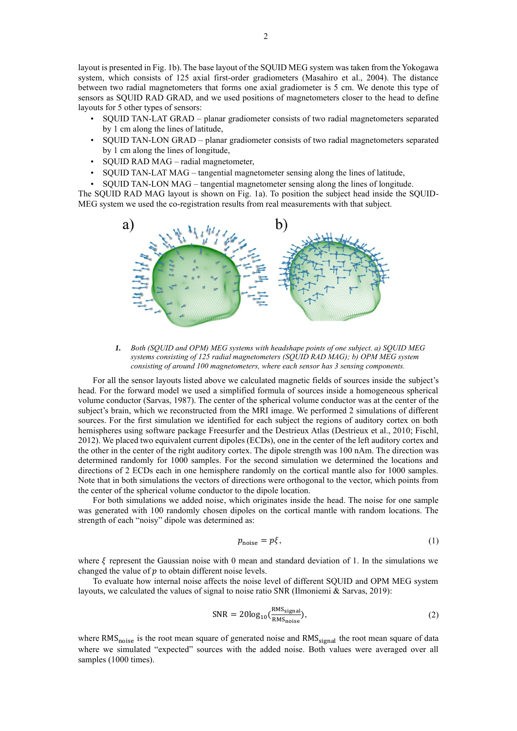layout is presented in Fig. 1b). The base layout of the SQUID MEG system was taken from the Yokogawa system, which consists of 125 axial first-order gradiometers (Masahiro et al., 2004). The distance between two radial magnetometers that forms one axial gradiometer is 5 cm. We denote this type of sensors as SQUID RAD GRAD, and we used positions of magnetometers closer to the head to define layouts for 5 other types of sensors:

- SQUID TAN-LAT GRAD – planar gradiometer consists of two radial magnetometers separated by 1 cm along the lines of latitude,
- SQUID TAN-LON GRAD – planar gradiometer consists of two radial magnetometers separated by 1 cm along the lines of longitude,
- SQUID RAD MAG – radial magnetometer,
- SQUID TAN-LAT MAG – tangential magnetometer sensing along the lines of latitude,
- SQUID TAN-LON MAG – tangential magnetometer sensing along the lines of longitude.

The SQUID RAD MAG layout is shown on Fig. 1a). To position the subject head inside the SQUID-MEG system we used the co-registration results from real measurements with that subject.

**1.** *Both (SQUID and OPM) MEG systems with headshape points of one subject. a) SQUID MEG systems consisting of 125 radial magnetometers (SQUID RAD MAG); b) OPM MEG system consisting of around 100 magnetometers, where each sensor has 3 sensing components.*

For all the sensor layouts listed above we calculated magnetic fields of sources inside the subject's head. For the forward model we used a simplified formula of sources inside a homogeneous spherical volume conductor (Sarvas, 1987). The center of the spherical volume conductor was at the center of the subject's brain, which we reconstructed from the MRI image. We performed 2 simulations of different sources. For the first simulation we identified for each subject the regions of auditory cortex on both hemispheres using software package Freesurfer and the Destrieux Atlas (Destrieux et al., 2010; Fischl, 2012). We placed two equivalent current dipoles (ECDs), one in the center of the left auditory cortex and the other in the center of the right auditory cortex. The dipole strength was 100 nAm. The direction was determined randomly for 1000 samples. For the second simulation we determined the locations and directions of 2 ECDs each in one hemisphere randomly on the cortical mantle also for 1000 samples. Note that in both simulations the vectors of directions were orthogonal to the vector, which points from the center of the spherical volume conductor to the dipole location.

For both simulations we added noise, which originates inside the head. The noise for one sample was generated with 100 randomly chosen dipoles on the cortical mantle with random locations. The strength of each "noisy" dipole was determined as:

$$p_{\text{noise}} = p\xi, \tag{1}$$

where $\xi$ represent the Gaussian noise with 0 mean and standard deviation of 1. In the simulations we changed the value of $p$ to obtain different noise levels.

To evaluate how internal noise affects the noise level of different SQUID and OPM MEG system layouts, we calculated the values of signal to noise ratio SNR (Ilmoniemi & Sarvas, 2019):

$$\text{SNR} = 20\log_{10}\left(\frac{\text{RMS}_{\text{signal}}}{\text{RMS}_{\text{noise}}}\right), \tag{2}$$

where $\text{RMS}_{\text{noise}}$ is the root mean square of generated noise and $\text{RMS}_{\text{signal}}$ the root mean square of data where we simulated "expected" sources with the added noise. Both values were averaged over all samples (1000 times).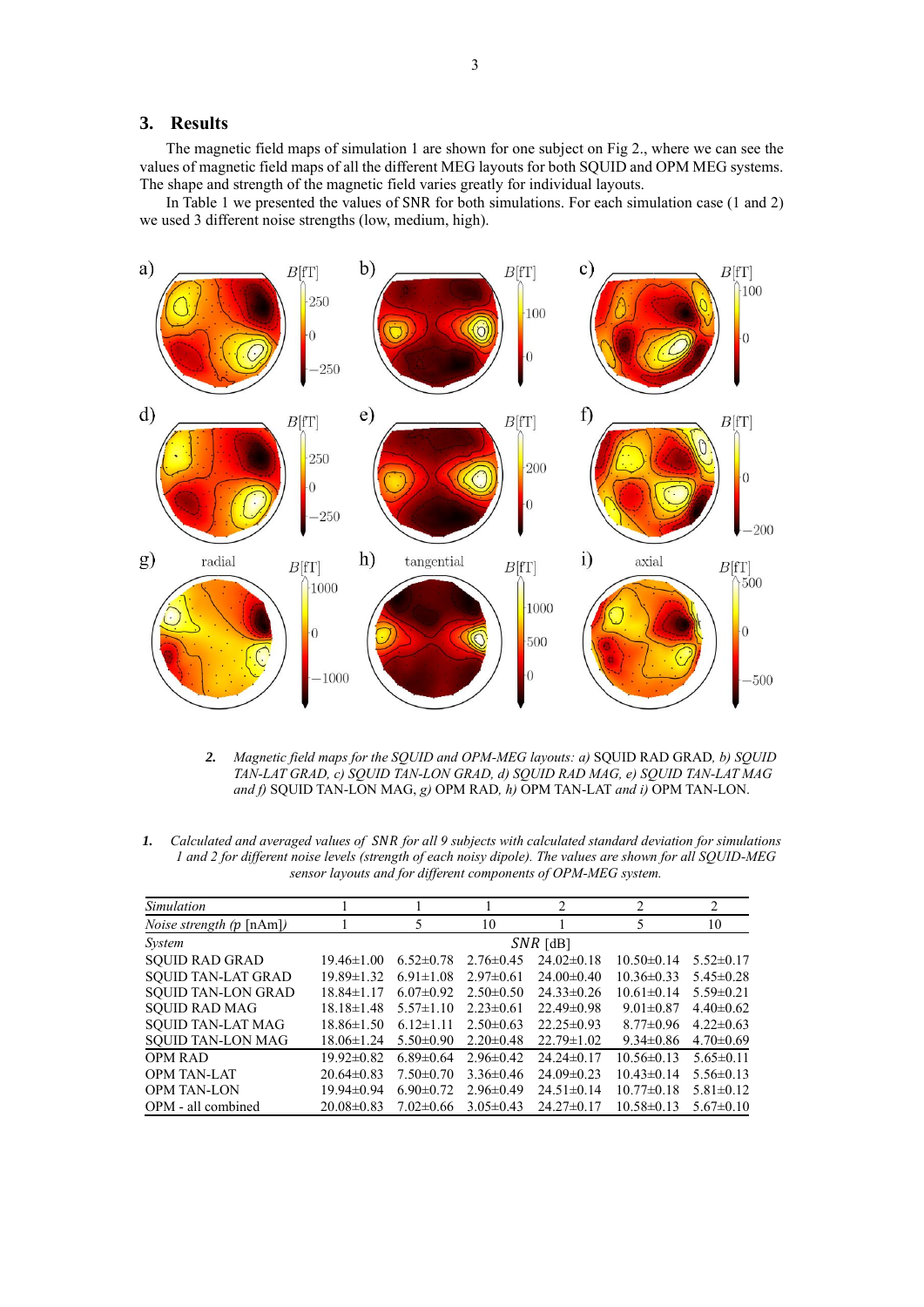## 3. Results

The magnetic field maps of simulation 1 are shown for one subject on Fig 2., where we can see the values of magnetic field maps of all the different MEG layouts for both SQUID and OPM MEG systems. The shape and strength of the magnetic field varies greatly for individual layouts.

In Table 1 we presented the values of SNR for both simulations. For each simulation case (1 and 2) we used 3 different noise strengths (low, medium, high).

***2.*** *Magnetic field maps for the SQUID and OPM-MEG layouts: a)* SQUID RAD GRAD*, b) SQUID TAN-LAT GRAD, c) SQUID TAN-LON GRAD, d) SQUID RAD MAG, e) SQUID TAN-LAT MAG and f)* SQUID TAN-LON MAG, *g)* OPM RAD, *h)* OPM TAN-LAT *and i)* OPM TAN-LON.

***1.*** *Calculated and averaged values of SNR for all 9 subjects with calculated standard deviation for simulations 1 and 2 for different noise levels (strength of each noisy dipole). The values are shown for all SQUID-MEG sensor layouts and for different components of OPM-MEG system.*

| *Simulation* | 1 | 1 | 1 | 2 | 2 | 2 |
|---|---|---|---|---|---|---|
| *Noise strength (p* [nAm]*)* | 1 | 5 | 10 | 1 | 5 | 10 |
| *System* | | | *SNR* [dB] | | | |
| SQUID RAD GRAD | 19.46±1.00 | 6.52±0.78 | 2.76±0.45 | 24.02±0.18 | 10.50±0.14 | 5.52±0.17 |
| SQUID TAN-LAT GRAD | 19.89±1.32 | 6.91±1.08 | 2.97±0.61 | 24.00±0.40 | 10.36±0.33 | 5.45±0.28 |
| SQUID TAN-LON GRAD | 18.84±1.17 | 6.07±0.92 | 2.50±0.50 | 24.33±0.26 | 10.61±0.14 | 5.59±0.21 |
| SQUID RAD MAG | 18.18±1.48 | 5.57±1.10 | 2.23±0.61 | 22.49±0.98 | 9.01±0.87 | 4.40±0.62 |
| SQUID TAN-LAT MAG | 18.86±1.50 | 6.12±1.11 | 2.50±0.63 | 22.25±0.93 | 8.77±0.96 | 4.22±0.63 |
| SQUID TAN-LON MAG | 18.06±1.24 | 5.50±0.90 | 2.20±0.48 | 22.79±1.02 | 9.34±0.86 | 4.70±0.69 |
| OPM RAD | 19.92±0.82 | 6.89±0.64 | 2.96±0.42 | 24.24±0.17 | 10.56±0.13 | 5.65±0.11 |
| OPM TAN-LAT | 20.64±0.83 | 7.50±0.70 | 3.36±0.46 | 24.09±0.23 | 10.43±0.14 | 5.56±0.13 |
| OPM TAN-LON | 19.94±0.94 | 6.90±0.72 | 2.96±0.49 | 24.51±0.14 | 10.77±0.18 | 5.81±0.12 |
| OPM - all combined | 20.08±0.83 | 7.02±0.66 | 3.05±0.43 | 24.27±0.17 | 10.58±0.13 | 5.67±0.10 |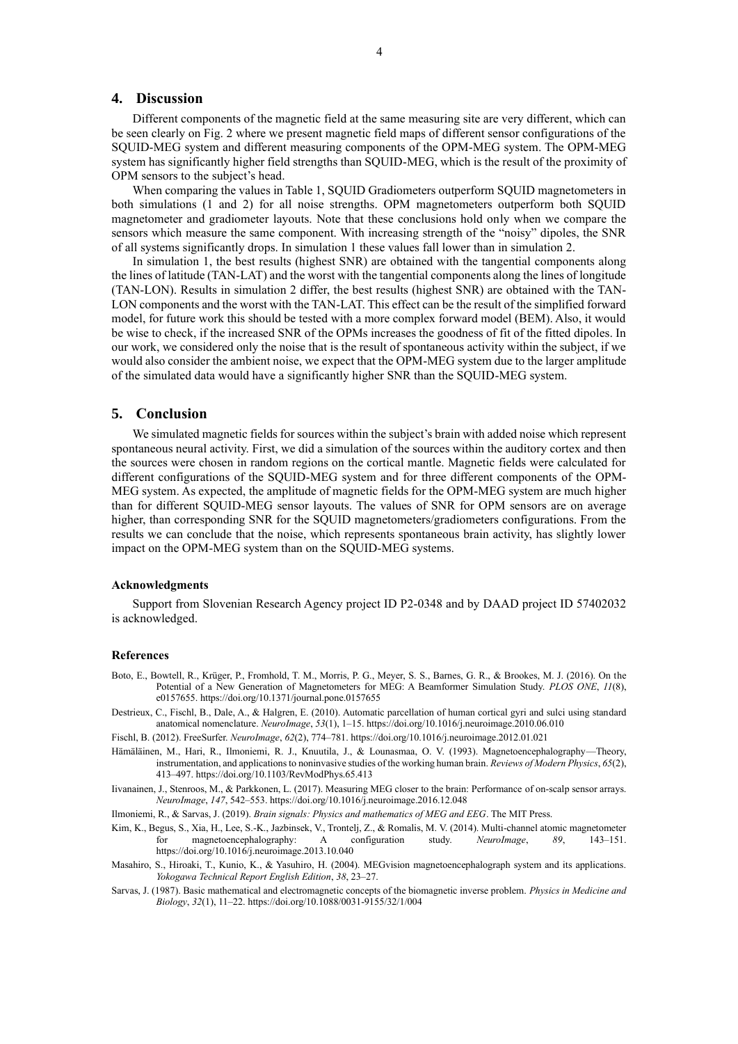## 4. Discussion

Different components of the magnetic field at the same measuring site are very different, which can be seen clearly on Fig. 2 where we present magnetic field maps of different sensor configurations of the SQUID-MEG system and different measuring components of the OPM-MEG system. The OPM-MEG system has significantly higher field strengths than SQUID-MEG, which is the result of the proximity of OPM sensors to the subject's head.

When comparing the values in Table 1, SQUID Gradiometers outperform SQUID magnetometers in both simulations (1 and 2) for all noise strengths. OPM magnetometers outperform both SQUID magnetometer and gradiometer layouts. Note that these conclusions hold only when we compare the sensors which measure the same component. With increasing strength of the "noisy" dipoles, the SNR of all systems significantly drops. In simulation 1 these values fall lower than in simulation 2.

In simulation 1, the best results (highest SNR) are obtained with the tangential components along the lines of latitude (TAN-LAT) and the worst with the tangential components along the lines of longitude (TAN-LON). Results in simulation 2 differ, the best results (highest SNR) are obtained with the TAN-LON components and the worst with the TAN-LAT. This effect can be the result of the simplified forward model, for future work this should be tested with a more complex forward model (BEM). Also, it would be wise to check, if the increased SNR of the OPMs increases the goodness of fit of the fitted dipoles. In our work, we considered only the noise that is the result of spontaneous activity within the subject, if we would also consider the ambient noise, we expect that the OPM-MEG system due to the larger amplitude of the simulated data would have a significantly higher SNR than the SQUID-MEG system.

## 5. Conclusion

We simulated magnetic fields for sources within the subject's brain with added noise which represent spontaneous neural activity. First, we did a simulation of the sources within the auditory cortex and then the sources were chosen in random regions on the cortical mantle. Magnetic fields were calculated for different configurations of the SQUID-MEG system and for three different components of the OPM-MEG system. As expected, the amplitude of magnetic fields for the OPM-MEG system are much higher than for different SQUID-MEG sensor layouts. The values of SNR for OPM sensors are on average higher, than corresponding SNR for the SQUID magnetometers/gradiometers configurations. From the results we can conclude that the noise, which represents spontaneous brain activity, has slightly lower impact on the OPM-MEG system than on the SQUID-MEG systems.

### Acknowledgments

Support from Slovenian Research Agency project ID P2-0348 and by DAAD project ID 57402032 is acknowledged.

### References

Boto, E., Bowtell, R., Krüger, P., Fromhold, T. M., Morris, P. G., Meyer, S. S., Barnes, G. R., & Brookes, M. J. (2016). On the Potential of a New Generation of Magnetometers for MEG: A Beamformer Simulation Study. *PLOS ONE*, *11*(8), e0157655. https://doi.org/10.1371/journal.pone.0157655

Destrieux, C., Fischl, B., Dale, A., & Halgren, E. (2010). Automatic parcellation of human cortical gyri and sulci using standard anatomical nomenclature. *NeuroImage*, *53*(1), 1–15. https://doi.org/10.1016/j.neuroimage.2010.06.010

Fischl, B. (2012). FreeSurfer. *NeuroImage*, *62*(2), 774–781. https://doi.org/10.1016/j.neuroimage.2012.01.021

Hämäläinen, M., Hari, R., Ilmoniemi, R. J., Knuutila, J., & Lounasmaa, O. V. (1993). Magnetoencephalography—Theory, instrumentation, and applications to noninvasive studies of the working human brain. *Reviews of Modern Physics*, *65*(2), 413–497. https://doi.org/10.1103/RevModPhys.65.413

Iivanainen, J., Stenroos, M., & Parkkonen, L. (2017). Measuring MEG closer to the brain: Performance of on-scalp sensor arrays. *NeuroImage*, *147*, 542–553. https://doi.org/10.1016/j.neuroimage.2016.12.048

Ilmoniemi, R., & Sarvas, J. (2019). *Brain signals: Physics and mathematics of MEG and EEG*. The MIT Press.

Kim, K., Begus, S., Xia, H., Lee, S.-K., Jazbinsek, V., Trontelj, Z., & Romalis, M. V. (2014). Multi-channel atomic magnetometer for magnetoencephalography: A configuration study. *NeuroImage*, *89*, 143–151. https://doi.org/10.1016/j.neuroimage.2013.10.040

Masahiro, S., Hiroaki, T., Kunio, K., & Yasuhiro, H. (2004). MEGvision magnetoencephalograph system and its applications. *Yokogawa Technical Report English Edition*, *38*, 23–27.

Sarvas, J. (1987). Basic mathematical and electromagnetic concepts of the biomagnetic inverse problem. *Physics in Medicine and Biology*, *32*(1), 11–22. https://doi.org/10.1088/0031-9155/32/1/004